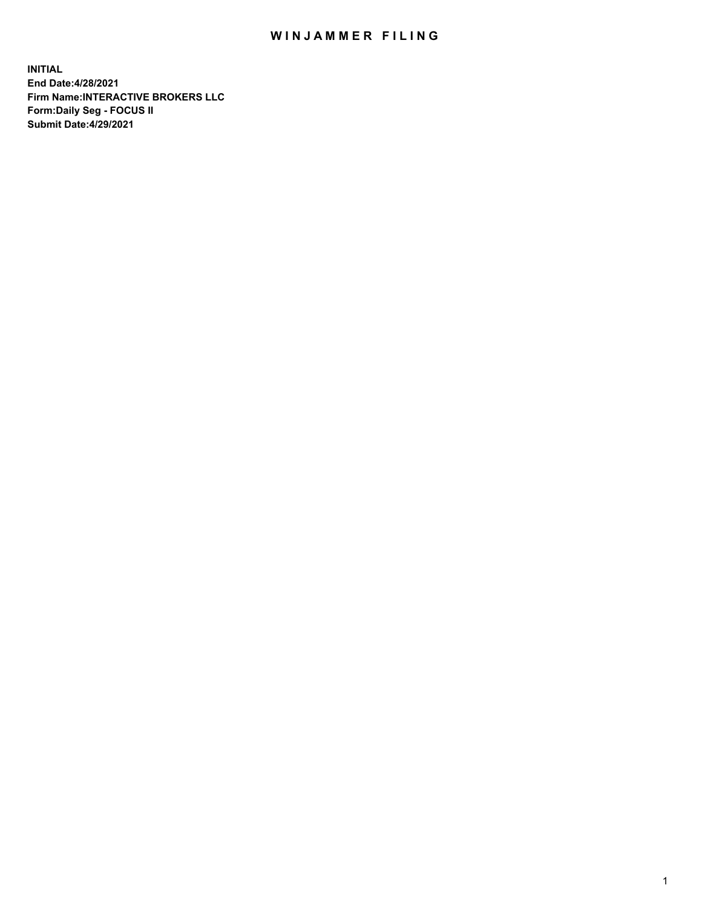# WINJAMMER FILING

**INITIAL**
**End Date:4/28/2021**
**Firm Name:INTERACTIVE BROKERS LLC**
**Form:Daily Seg - FOCUS II**
**Submit Date:4/29/2021**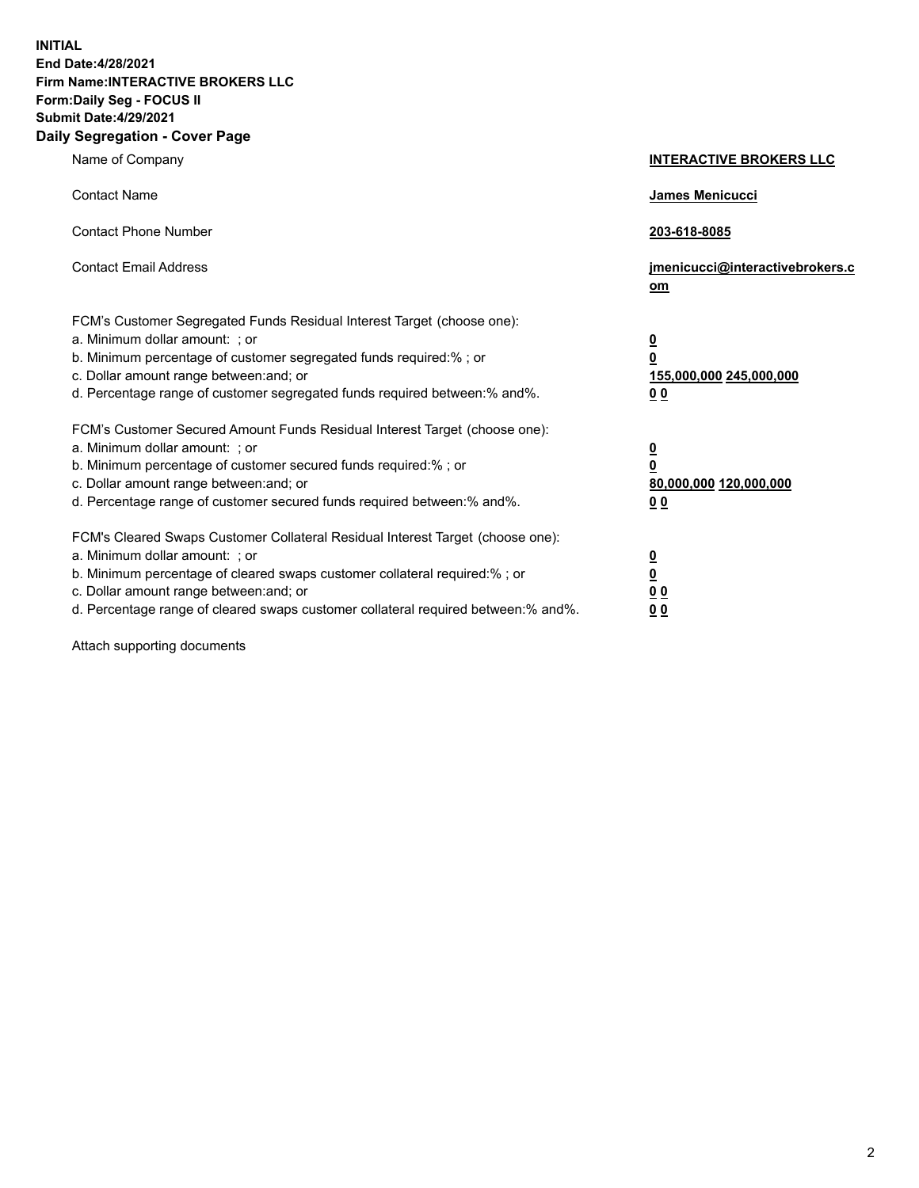**INITIAL**
**End Date:4/28/2021**
**Firm Name:INTERACTIVE BROKERS LLC**
**Form:Daily Seg - FOCUS II**
**Submit Date:4/29/2021**

## Daily Segregation - Cover Page

| | |
|---|---|
| Name of Company | **INTERACTIVE BROKERS LLC** |
| Contact Name | **James Menicucci** |
| Contact Phone Number | **203-618-8085** |
| Contact Email Address | **jmenicucci@interactivebrokers.com** |
| FCM's Customer Segregated Funds Residual Interest Target (choose one): | |
| a. Minimum dollar amount: ; or | **0** |
| b. Minimum percentage of customer segregated funds required:% ; or | **0** |
| c. Dollar amount range between:and; or | **155,000,000 245,000,000** |
| d. Percentage range of customer segregated funds required between:% and%. | **0 0** |
| FCM's Customer Secured Amount Funds Residual Interest Target (choose one): | |
| a. Minimum dollar amount: ; or | **0** |
| b. Minimum percentage of customer secured funds required:% ; or | **0** |
| c. Dollar amount range between:and; or | **80,000,000 120,000,000** |
| d. Percentage range of customer secured funds required between:% and%. | **0 0** |
| FCM's Cleared Swaps Customer Collateral Residual Interest Target (choose one): | |
| a. Minimum dollar amount: ; or | **0** |
| b. Minimum percentage of cleared swaps customer collateral required:% ; or | **0** |
| c. Dollar amount range between:and; or | **0 0** |
| d. Percentage range of cleared swaps customer collateral required between:% and%. | **0 0** |

Attach supporting documents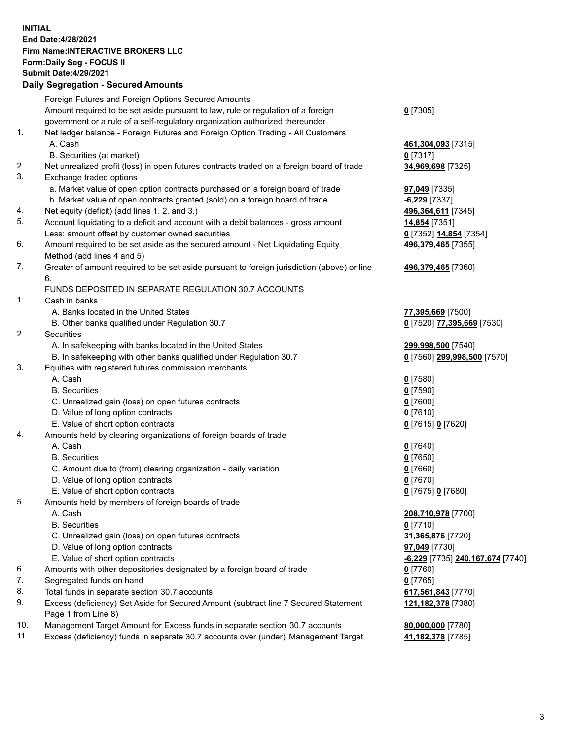**INITIAL**
**End Date:4/28/2021**
**Firm Name:INTERACTIVE BROKERS LLC**
**Form:Daily Seg - FOCUS II**
**Submit Date:4/29/2021**
**Daily Segregation - Secured Amounts**

| | | |
|---|---|---|
| | Foreign Futures and Foreign Options Secured Amounts | |
| | Amount required to be set aside pursuant to law, rule or regulation of a foreign government or a rule of a self-regulatory organization authorized thereunder | **0** [7305] |
| 1. | Net ledger balance - Foreign Futures and Foreign Option Trading - All Customers | |
| | A. Cash | **461,304,093** [7315] |
| | B. Securities (at market) | **0** [7317] |
| 2. | Net unrealized profit (loss) in open futures contracts traded on a foreign board of trade | **34,969,698** [7325] |
| 3. | Exchange traded options | |
| | a. Market value of open option contracts purchased on a foreign board of trade | **97,049** [7335] |
| | b. Market value of open contracts granted (sold) on a foreign board of trade | **-6,229** [7337] |
| 4. | Net equity (deficit) (add lines 1. 2. and 3.) | **496,364,611** [7345] |
| 5. | Account liquidating to a deficit and account with a debit balances - gross amount | **14,854** [7351] |
| | Less: amount offset by customer owned securities | **0** [7352] **14,854** [7354] |
| 6. | Amount required to be set aside as the secured amount - Net Liquidating Equity Method (add lines 4 and 5) | **496,379,465** [7355] |
| 7. | Greater of amount required to be set aside pursuant to foreign jurisdiction (above) or line 6. | **496,379,465** [7360] |
| | FUNDS DEPOSITED IN SEPARATE REGULATION 30.7 ACCOUNTS | |
| 1. | Cash in banks | |
| | A. Banks located in the United States | **77,395,669** [7500] |
| | B. Other banks qualified under Regulation 30.7 | **0** [7520] **77,395,669** [7530] |
| 2. | Securities | |
| | A. In safekeeping with banks located in the United States | **299,998,500** [7540] |
| | B. In safekeeping with other banks qualified under Regulation 30.7 | **0** [7560] **299,998,500** [7570] |
| 3. | Equities with registered futures commission merchants | |
| | A. Cash | **0** [7580] |
| | B. Securities | **0** [7590] |
| | C. Unrealized gain (loss) on open futures contracts | **0** [7600] |
| | D. Value of long option contracts | **0** [7610] |
| | E. Value of short option contracts | **0** [7615] **0** [7620] |
| 4. | Amounts held by clearing organizations of foreign boards of trade | |
| | A. Cash | **0** [7640] |
| | B. Securities | **0** [7650] |
| | C. Amount due to (from) clearing organization - daily variation | **0** [7660] |
| | D. Value of long option contracts | **0** [7670] |
| | E. Value of short option contracts | **0** [7675] **0** [7680] |
| 5. | Amounts held by members of foreign boards of trade | |
| | A. Cash | **208,710,978** [7700] |
| | B. Securities | **0** [7710] |
| | C. Unrealized gain (loss) on open futures contracts | **31,365,876** [7720] |
| | D. Value of long option contracts | **97,049** [7730] |
| | E. Value of short option contracts | **-6,229** [7735] **240,167,674** [7740] |
| 6. | Amounts with other depositories designated by a foreign board of trade | **0** [7760] |
| 7. | Segregated funds on hand | **0** [7765] |
| 8. | Total funds in separate section 30.7 accounts | **617,561,843** [7770] |
| 9. | Excess (deficiency) Set Aside for Secured Amount (subtract line 7 Secured Statement Page 1 from Line 8) | **121,182,378** [7380] |
| 10. | Management Target Amount for Excess funds in separate section 30.7 accounts | **80,000,000** [7780] |
| 11. | Excess (deficiency) funds in separate 30.7 accounts over (under) Management Target | **41,182,378** [7785] |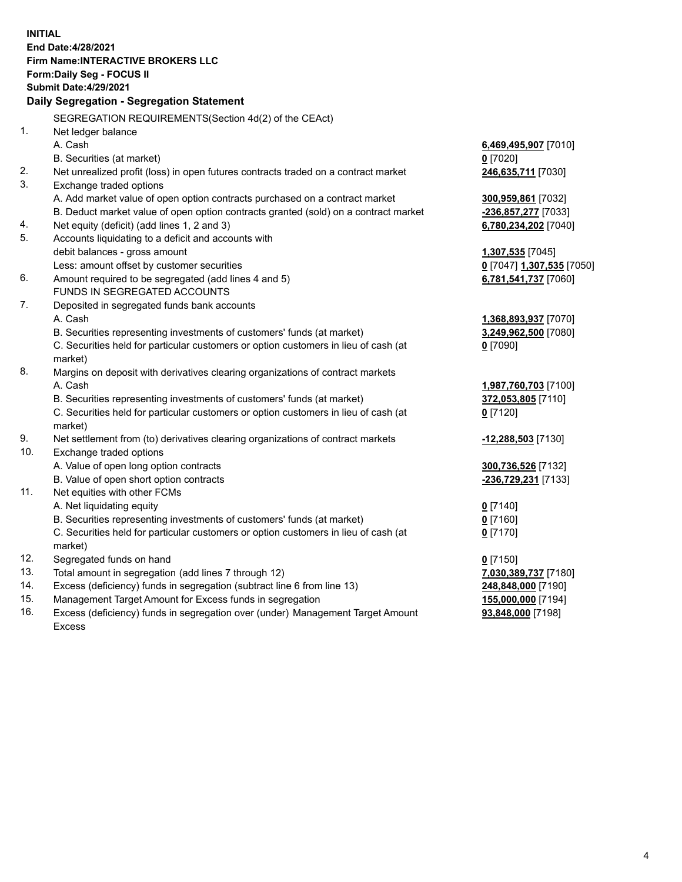**INITIAL**
**End Date:4/28/2021**
**Firm Name:INTERACTIVE BROKERS LLC**
**Form:Daily Seg - FOCUS II**
**Submit Date:4/29/2021**

**Daily Segregation - Segregation Statement**

| | | |
|---|---|---|
| | SEGREGATION REQUIREMENTS(Section 4d(2) of the CEAct) | |
| 1. | Net ledger balance | |
| | A. Cash | **6,469,495,907** [7010] |
| | B. Securities (at market) | **0** [7020] |
| 2. | Net unrealized profit (loss) in open futures contracts traded on a contract market | **246,635,711** [7030] |
| 3. | Exchange traded options | |
| | A. Add market value of open option contracts purchased on a contract market | **300,959,861** [7032] |
| | B. Deduct market value of open option contracts granted (sold) on a contract market | **-236,857,277** [7033] |
| 4. | Net equity (deficit) (add lines 1, 2 and 3) | **6,780,234,202** [7040] |
| 5. | Accounts liquidating to a deficit and accounts with debit balances - gross amount | **1,307,535** [7045] |
| | Less: amount offset by customer securities | **0** [7047] **1,307,535** [7050] |
| 6. | Amount required to be segregated (add lines 4 and 5) | **6,781,541,737** [7060] |
| | FUNDS IN SEGREGATED ACCOUNTS | |
| 7. | Deposited in segregated funds bank accounts | |
| | A. Cash | **1,368,893,937** [7070] |
| | B. Securities representing investments of customers' funds (at market) | **3,249,962,500** [7080] |
| | C. Securities held for particular customers or option customers in lieu of cash (at market) | **0** [7090] |
| 8. | Margins on deposit with derivatives clearing organizations of contract markets | |
| | A. Cash | **1,987,760,703** [7100] |
| | B. Securities representing investments of customers' funds (at market) | **372,053,805** [7110] |
| | C. Securities held for particular customers or option customers in lieu of cash (at market) | **0** [7120] |
| 9. | Net settlement from (to) derivatives clearing organizations of contract markets | **-12,288,503** [7130] |
| 10. | Exchange traded options | |
| | A. Value of open long option contracts | **300,736,526** [7132] |
| | B. Value of open short option contracts | **-236,729,231** [7133] |
| 11. | Net equities with other FCMs | |
| | A. Net liquidating equity | **0** [7140] |
| | B. Securities representing investments of customers' funds (at market) | **0** [7160] |
| | C. Securities held for particular customers or option customers in lieu of cash (at market) | **0** [7170] |
| 12. | Segregated funds on hand | **0** [7150] |
| 13. | Total amount in segregation (add lines 7 through 12) | **7,030,389,737** [7180] |
| 14. | Excess (deficiency) funds in segregation (subtract line 6 from line 13) | **248,848,000** [7190] |
| 15. | Management Target Amount for Excess funds in segregation | **155,000,000** [7194] |
| 16. | Excess (deficiency) funds in segregation over (under) Management Target Amount Excess | **93,848,000** [7198] |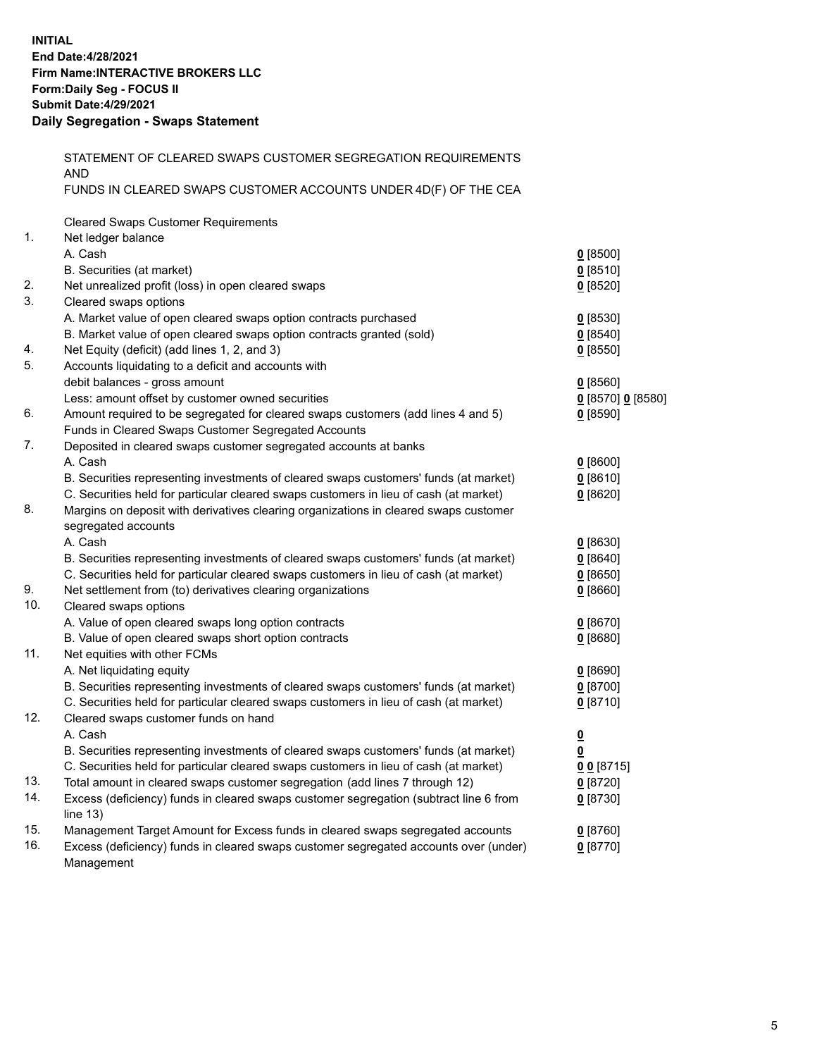**INITIAL**
**End Date:4/28/2021**
**Firm Name:INTERACTIVE BROKERS LLC**
**Form:Daily Seg - FOCUS II**
**Submit Date:4/29/2021**
**Daily Segregation - Swaps Statement**

STATEMENT OF CLEARED SWAPS CUSTOMER SEGREGATION REQUIREMENTS
AND
FUNDS IN CLEARED SWAPS CUSTOMER ACCOUNTS UNDER 4D(F) OF THE CEA

| | | |
|---|---|---|
| | Cleared Swaps Customer Requirements | |
| 1. | Net ledger balance | |
| | A. Cash | 0 [8500] |
| | B. Securities (at market) | 0 [8510] |
| 2. | Net unrealized profit (loss) in open cleared swaps | 0 [8520] |
| 3. | Cleared swaps options | |
| | A. Market value of open cleared swaps option contracts purchased | 0 [8530] |
| | B. Market value of open cleared swaps option contracts granted (sold) | 0 [8540] |
| 4. | Net Equity (deficit) (add lines 1, 2, and 3) | 0 [8550] |
| 5. | Accounts liquidating to a deficit and accounts with | |
| | debit balances - gross amount | 0 [8560] |
| | Less: amount offset by customer owned securities | 0 [8570] 0 [8580] |
| 6. | Amount required to be segregated for cleared swaps customers (add lines 4 and 5) | 0 [8590] |
| | Funds in Cleared Swaps Customer Segregated Accounts | |
| 7. | Deposited in cleared swaps customer segregated accounts at banks | |
| | A. Cash | 0 [8600] |
| | B. Securities representing investments of cleared swaps customers' funds (at market) | 0 [8610] |
| | C. Securities held for particular cleared swaps customers in lieu of cash (at market) | 0 [8620] |
| 8. | Margins on deposit with derivatives clearing organizations in cleared swaps customer segregated accounts | |
| | A. Cash | 0 [8630] |
| | B. Securities representing investments of cleared swaps customers' funds (at market) | 0 [8640] |
| | C. Securities held for particular cleared swaps customers in lieu of cash (at market) | 0 [8650] |
| 9. | Net settlement from (to) derivatives clearing organizations | 0 [8660] |
| 10. | Cleared swaps options | |
| | A. Value of open cleared swaps long option contracts | 0 [8670] |
| | B. Value of open cleared swaps short option contracts | 0 [8680] |
| 11. | Net equities with other FCMs | |
| | A. Net liquidating equity | 0 [8690] |
| | B. Securities representing investments of cleared swaps customers' funds (at market) | 0 [8700] |
| | C. Securities held for particular cleared swaps customers in lieu of cash (at market) | 0 [8710] |
| 12. | Cleared swaps customer funds on hand | |
| | A. Cash | 0 |
| | B. Securities representing investments of cleared swaps customers' funds (at market) | 0 |
| | C. Securities held for particular cleared swaps customers in lieu of cash (at market) | 0 0 [8715] |
| 13. | Total amount in cleared swaps customer segregation (add lines 7 through 12) | 0 [8720] |
| 14. | Excess (deficiency) funds in cleared swaps customer segregation (subtract line 6 from line 13) | 0 [8730] |
| 15. | Management Target Amount for Excess funds in cleared swaps segregated accounts | 0 [8760] |
| 16. | Excess (deficiency) funds in cleared swaps customer segregated accounts over (under) Management | 0 [8770] |